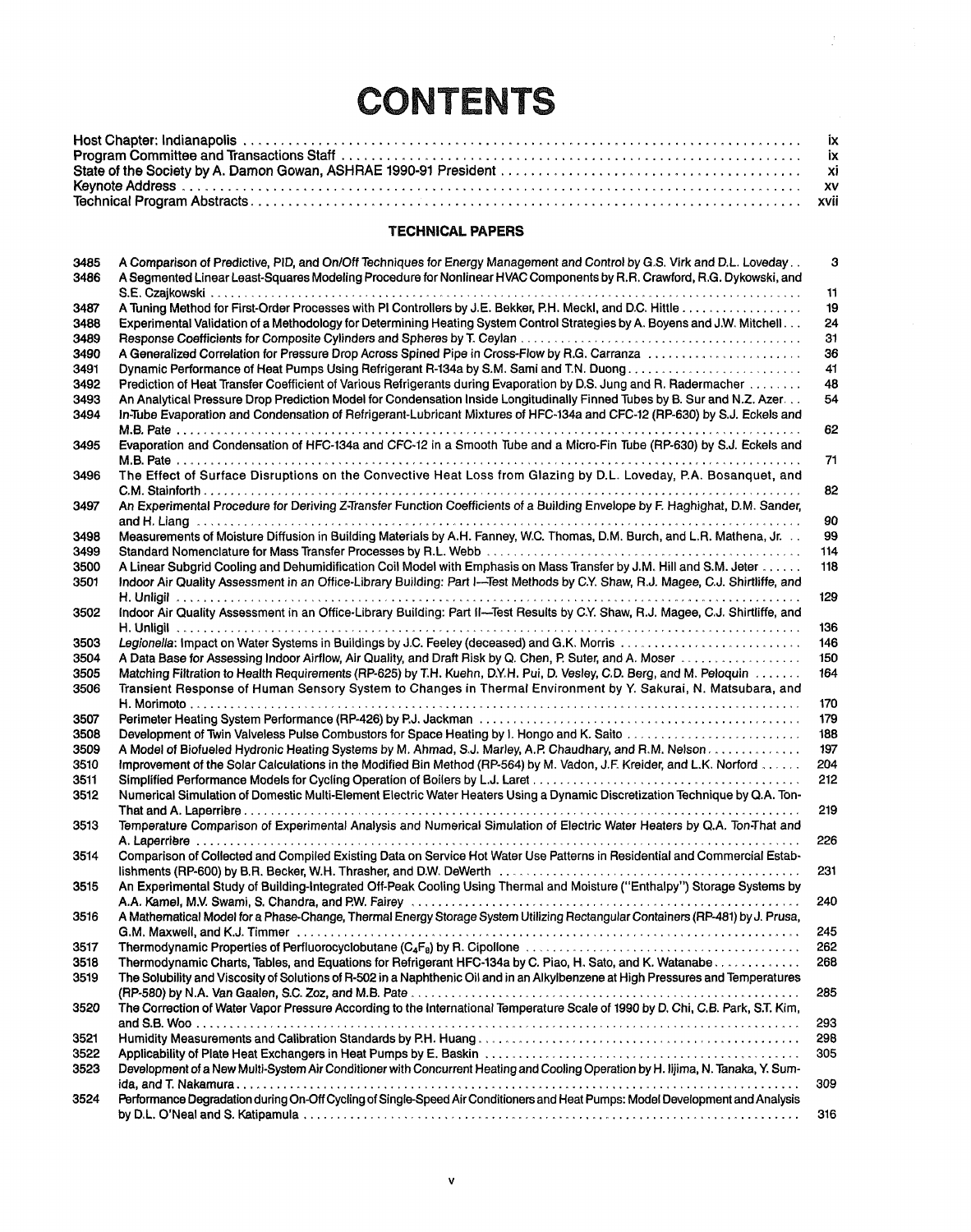# CONTENTS

| | |
|---|---|
| Host Chapter: Indianapolis | ix |
| Program Committee and Transactions Staff | ix |
| State of the Society by A. Damon Gowan, ASHRAE 1990-91 President | xi |
| Keynote Address | xv |
| Technical Program Abstracts | xvii |

## TECHNICAL PAPERS

| | | |
|---|---|---|
| 3485 | A Comparison of Predictive, PID, and On/Off Techniques for Energy Management and Control by G.S. Virk and D.L. Loveday | 3 |
| 3486 | A Segmented Linear Least-Squares Modeling Procedure for Nonlinear HVAC Components by R.R. Crawford, R.G. Dykowski, and S.E. Czajkowski | 11 |
| 3487 | A Tuning Method for First-Order Processes with PI Controllers by J.E. Bekker, P.H. Meckl, and D.C. Hittle | 19 |
| 3488 | Experimental Validation of a Methodology for Determining Heating System Control Strategies by A. Boyens and J.W. Mitchell | 24 |
| 3489 | Response Coefficients for Composite Cylinders and Spheres by T. Ceylan | 31 |
| 3490 | A Generalized Correlation for Pressure Drop Across Spined Pipe in Cross-Flow by R.G. Carranza | 36 |
| 3491 | Dynamic Performance of Heat Pumps Using Refrigerant R-134a by S.M. Sami and T.N. Duong | 41 |
| 3492 | Prediction of Heat Transfer Coefficient of Various Refrigerants during Evaporation by D.S. Jung and R. Radermacher | 48 |
| 3493 | An Analytical Pressure Drop Prediction Model for Condensation Inside Longitudinally Finned Tubes by B. Sur and N.Z. Azer | 54 |
| 3494 | In-Tube Evaporation and Condensation of Refrigerant-Lubricant Mixtures of HFC-134a and CFC-12 (RP-630) by S.J. Eckels and M.B. Pate | 62 |
| 3495 | Evaporation and Condensation of HFC-134a and CFC-12 in a Smooth Tube and a Micro-Fin Tube (RP-630) by S.J. Eckels and M.B. Pate | 71 |
| 3496 | The Effect of Surface Disruptions on the Convective Heat Loss from Glazing by D.L. Loveday, P.A. Bosanquet, and C.M. Stainforth | 82 |
| 3497 | An Experimental Procedure for Deriving Z-Transfer Function Coefficients of a Building Envelope by F. Haghighat, D.M. Sander, and H. Liang | 90 |
| 3498 | Measurements of Moisture Diffusion in Building Materials by A.H. Fanney, W.C. Thomas, D.M. Burch, and L.R. Mathena, Jr. | 99 |
| 3499 | Standard Nomenclature for Mass Transfer Processes by R.L. Webb | 114 |
| 3500 | A Linear Subgrid Cooling and Dehumidification Coil Model with Emphasis on Mass Transfer by J.M. Hill and S.M. Jeter | 118 |
| 3501 | Indoor Air Quality Assessment in an Office-Library Building: Part I—Test Methods by C.Y. Shaw, R.J. Magee, C.J. Shirtliffe, and H. Unligil | 129 |
| 3502 | Indoor Air Quality Assessment in an Office-Library Building: Part II—Test Results by C.Y. Shaw, R.J. Magee, C.J. Shirtliffe, and H. Unligil | 136 |
| 3503 | *Legionella*: Impact on Water Systems in Buildings by J.C. Feeley (deceased) and G.K. Morris | 146 |
| 3504 | A Data Base for Assessing Indoor Airflow, Air Quality, and Draft Risk by Q. Chen, P. Suter, and A. Moser | 150 |
| 3505 | Matching Filtration to Health Requirements (RP-625) by T.H. Kuehn, D.Y.H. Pui, D. Vesley, C.D. Berg, and M. Peloquin | 164 |
| 3506 | Transient Response of Human Sensory System to Changes in Thermal Environment by Y. Sakurai, N. Matsubara, and H. Morimoto | 170 |
| 3507 | Perimeter Heating System Performance (RP-426) by P.J. Jackman | 179 |
| 3508 | Development of Twin Valveless Pulse Combustors for Space Heating by I. Hongo and K. Saito | 188 |
| 3509 | A Model of Biofueled Hydronic Heating Systems by M. Ahmad, S.J. Marley, A.P. Chaudhary, and R.M. Nelson | 197 |
| 3510 | Improvement of the Solar Calculations in the Modified Bin Method (RP-564) by M. Vadon, J.F. Kreider, and L.K. Norford | 204 |
| 3511 | Simplified Performance Models for Cycling Operation of Boilers by L.J. Laret | 212 |
| 3512 | Numerical Simulation of Domestic Multi-Element Electric Water Heaters Using a Dynamic Discretization Technique by Q.A. Ton-That and A. Laperrière | 219 |
| 3513 | Temperature Comparison of Experimental Analysis and Numerical Simulation of Electric Water Heaters by Q.A. Ton-That and A. Laperrière | 226 |
| 3514 | Comparison of Collected and Compiled Existing Data on Service Hot Water Use Patterns in Residential and Commercial Establishments (RP-600) by B.R. Becker, W.H. Thrasher, and D.W. DeWerth | 231 |
| 3515 | An Experimental Study of Building-Integrated Off-Peak Cooling Using Thermal and Moisture ("Enthalpy") Storage Systems by A.A. Kamel, M.V. Swami, S. Chandra, and P.W. Fairey | 240 |
| 3516 | A Mathematical Model for a Phase-Change, Thermal Energy Storage System Utilizing Rectangular Containers (RP-481) by J. Prusa, G.M. Maxwell, and K.J. Timmer | 245 |
| 3517 | Thermodynamic Properties of Perfluorocyclobutane ($C_4F_8$) by R. Cipollone | 262 |
| 3518 | Thermodynamic Charts, Tables, and Equations for Refrigerant HFC-134a by C. Piao, H. Sato, and K. Watanabe | 268 |
| 3519 | The Solubility and Viscosity of Solutions of R-502 in a Naphthenic Oil and in an Alkylbenzene at High Pressures and Temperatures (RP-580) by N.A. Van Gaalen, S.C. Zoz, and M.B. Pate | 285 |
| 3520 | The Correction of Water Vapor Pressure According to the International Temperature Scale of 1990 by D. Chi, C.B. Park, S.T. Kim, and S.B. Woo | 293 |
| 3521 | Humidity Measurements and Calibration Standards by P.H. Huang | 298 |
| 3522 | Applicability of Plate Heat Exchangers in Heat Pumps by E. Baskin | 305 |
| 3523 | Development of a New Multi-System Air Conditioner with Concurrent Heating and Cooling Operation by H. Iijima, N. Tanaka, Y. Sumida, and T. Nakamura | 309 |
| 3524 | Performance Degradation during On-Off Cycling of Single-Speed Air Conditioners and Heat Pumps: Model Development and Analysis by D.L. O'Neal and S. Katipamula | 316 |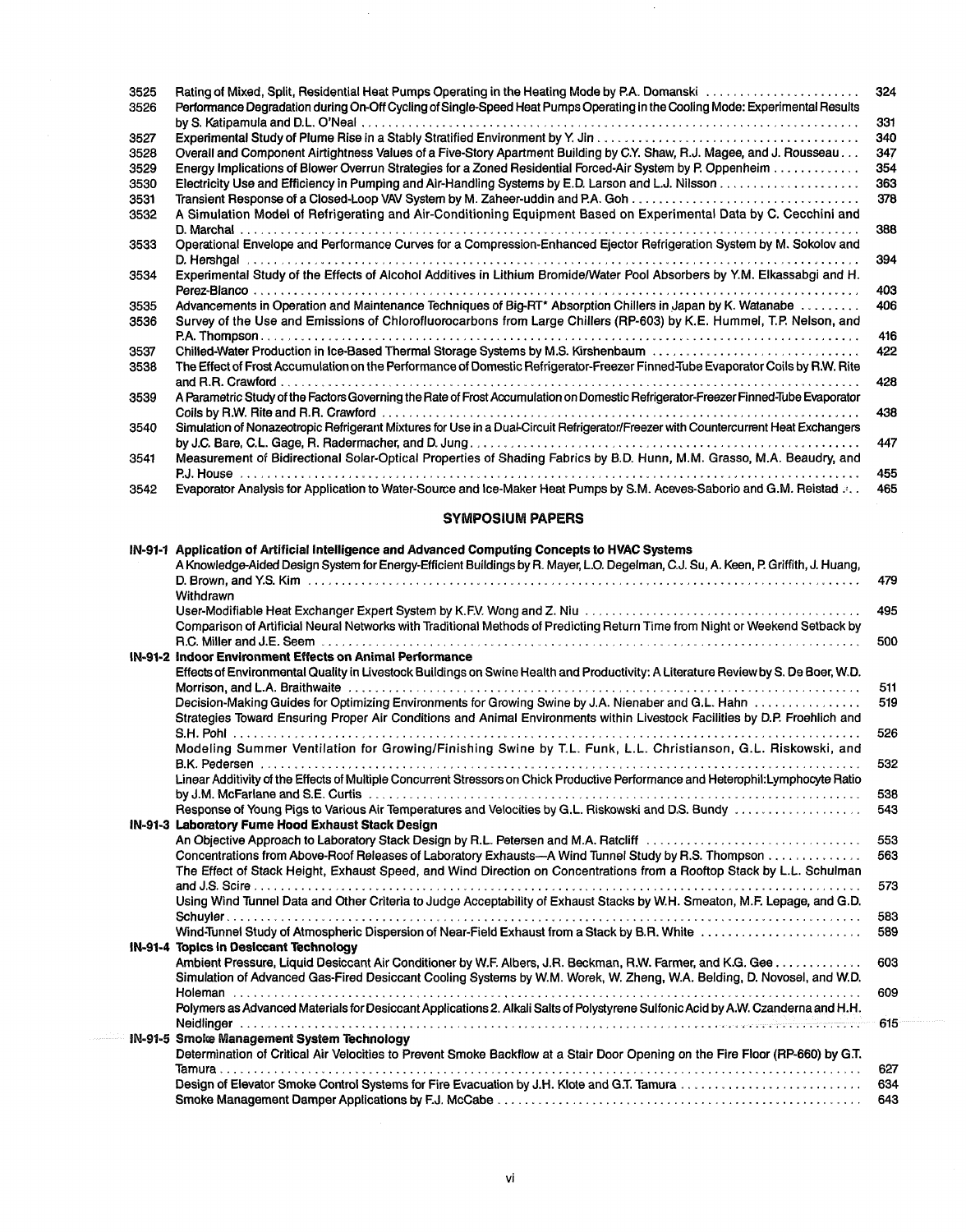| | | |
|---|---|---|
| 3525 | Rating of Mixed, Split, Residential Heat Pumps Operating in the Heating Mode by P.A. Domanski | 324 |
| 3526 | Performance Degradation during On-Off Cycling of Single-Speed Heat Pumps Operating in the Cooling Mode: Experimental Results by S. Katipamula and D.L. O'Neal | 331 |
| 3527 | Experimental Study of Plume Rise in a Stably Stratified Environment by Y. Jin | 340 |
| 3528 | Overall and Component Airtightness Values of a Five-Story Apartment Building by C.Y. Shaw, R.J. Magee, and J. Rousseau | 347 |
| 3529 | Energy Implications of Blower Overrun Strategies for a Zoned Residential Forced-Air System by P. Oppenheim | 354 |
| 3530 | Electricity Use and Efficiency in Pumping and Air-Handling Systems by E.D. Larson and L.J. Nilsson | 363 |
| 3531 | Transient Response of a Closed-Loop VAV System by M. Zaheer-uddin and P.A. Goh | 378 |
| 3532 | A Simulation Model of Refrigerating and Air-Conditioning Equipment Based on Experimental Data by C. Cecchini and D. Marchal | 388 |
| 3533 | Operational Envelope and Performance Curves for a Compression-Enhanced Ejector Refrigeration System by M. Sokolov and D. Hershgal | 394 |
| 3534 | Experimental Study of the Effects of Alcohol Additives in Lithium Bromide/Water Pool Absorbers by Y.M. Elkassabgi and H. Perez-Blanco | 403 |
| 3535 | Advancements in Operation and Maintenance Techniques of Big-RT* Absorption Chillers in Japan by K. Watanabe | 406 |
| 3536 | Survey of the Use and Emissions of Chlorofluorocarbons from Large Chillers (RP-603) by K.E. Hummel, T.P. Nelson, and P.A. Thompson | 416 |
| 3537 | Chilled-Water Production in Ice-Based Thermal Storage Systems by M.S. Kirshenbaum | 422 |
| 3538 | The Effect of Frost Accumulation on the Performance of Domestic Refrigerator-Freezer Finned-Tube Evaporator Coils by R.W. Rite and R.R. Crawford | 428 |
| 3539 | A Parametric Study of the Factors Governing the Rate of Frost Accumulation on Domestic Refrigerator-Freezer Finned-Tube Evaporator Coils by R.W. Rite and R.R. Crawford | 438 |
| 3540 | Simulation of Nonazeotropic Refrigerant Mixtures for Use in a Dual-Circuit Refrigerator/Freezer with Countercurrent Heat Exchangers by J.C. Bare, C.L. Gage, R. Radermacher, and D. Jung | 447 |
| 3541 | Measurement of Bidirectional Solar-Optical Properties of Shading Fabrics by B.D. Hunn, M.M. Grasso, M.A. Beaudry, and P.J. House | 455 |
| 3542 | Evaporator Analysis for Application to Water-Source and Ice-Maker Heat Pumps by S.M. Aceves-Saborio and G.M. Reistad | 465 |

## SYMPOSIUM PAPERS

**IN-91-1 Application of Artificial Intelligence and Advanced Computing Concepts to HVAC Systems**

- A Knowledge-Aided Design System for Energy-Efficient Buildings by R. Mayer, L.O. Degelman, C.J. Su, A. Keen, P. Griffith, J. Huang, D. Brown, and Y.S. Kim ..... 479
- Withdrawn
- User-Modifiable Heat Exchanger Expert System by K.F.V. Wong and Z. Niu ..... 495
- Comparison of Artificial Neural Networks with Traditional Methods of Predicting Return Time from Night or Weekend Setback by R.C. Miller and J.E. Seem ..... 500

**IN-91-2 Indoor Environment Effects on Animal Performance**

- Effects of Environmental Quality in Livestock Buildings on Swine Health and Productivity: A Literature Review by S. De Boer, W.D. Morrison, and L.A. Braithwaite ..... 511
- Decision-Making Guides for Optimizing Environments for Growing Swine by J.A. Nienaber and G.L. Hahn ..... 519
- Strategies Toward Ensuring Proper Air Conditions and Animal Environments within Livestock Facilities by D.P. Froehlich and S.H. Pohl ..... 526
- Modeling Summer Ventilation for Growing/Finishing Swine by T.L. Funk, L.L. Christianson, G.L. Riskowski, and B.K. Pedersen ..... 532
- Linear Additivity of the Effects of Multiple Concurrent Stressors on Chick Productive Performance and Heterophil:Lymphocyte Ratio by J.M. McFarlane and S.E. Curtis ..... 538
- Response of Young Pigs to Various Air Temperatures and Velocities by G.L. Riskowski and D.S. Bundy ..... 543

**IN-91-3 Laboratory Fume Hood Exhaust Stack Design**

- An Objective Approach to Laboratory Stack Design by R.L. Petersen and M.A. Ratcliff ..... 553
- Concentrations from Above-Roof Releases of Laboratory Exhausts—A Wind Tunnel Study by R.S. Thompson ..... 563
- The Effect of Stack Height, Exhaust Speed, and Wind Direction on Concentrations from a Rooftop Stack by L.L. Schulman and J.S. Scire ..... 573
- Using Wind Tunnel Data and Other Criteria to Judge Acceptability of Exhaust Stacks by W.H. Smeaton, M.F. Lepage, and G.D. Schuyler ..... 583
- Wind-Tunnel Study of Atmospheric Dispersion of Near-Field Exhaust from a Stack by B.R. White ..... 589

**IN-91-4 Topics in Desiccant Technology**

- Ambient Pressure, Liquid Desiccant Air Conditioner by W.F. Albers, J.R. Beckman, R.W. Farmer, and K.G. Gee ..... 603
- Simulation of Advanced Gas-Fired Desiccant Cooling Systems by W.M. Worek, W. Zheng, W.A. Belding, D. Novosel, and W.D. Holeman ..... 609
- Polymers as Advanced Materials for Desiccant Applications 2. Alkali Salts of Polystyrene Sulfonic Acid by A.W. Czanderna and H.H. Neidlinger ..... 615

**IN-91-5 Smoke Management System Technology**

- Determination of Critical Air Velocities to Prevent Smoke Backflow at a Stair Door Opening on the Fire Floor (RP-660) by G.T. Tamura ..... 627
- Design of Elevator Smoke Control Systems for Fire Evacuation by J.H. Klote and G.T. Tamura ..... 634
- Smoke Management Damper Applications by F.J. McCabe ..... 643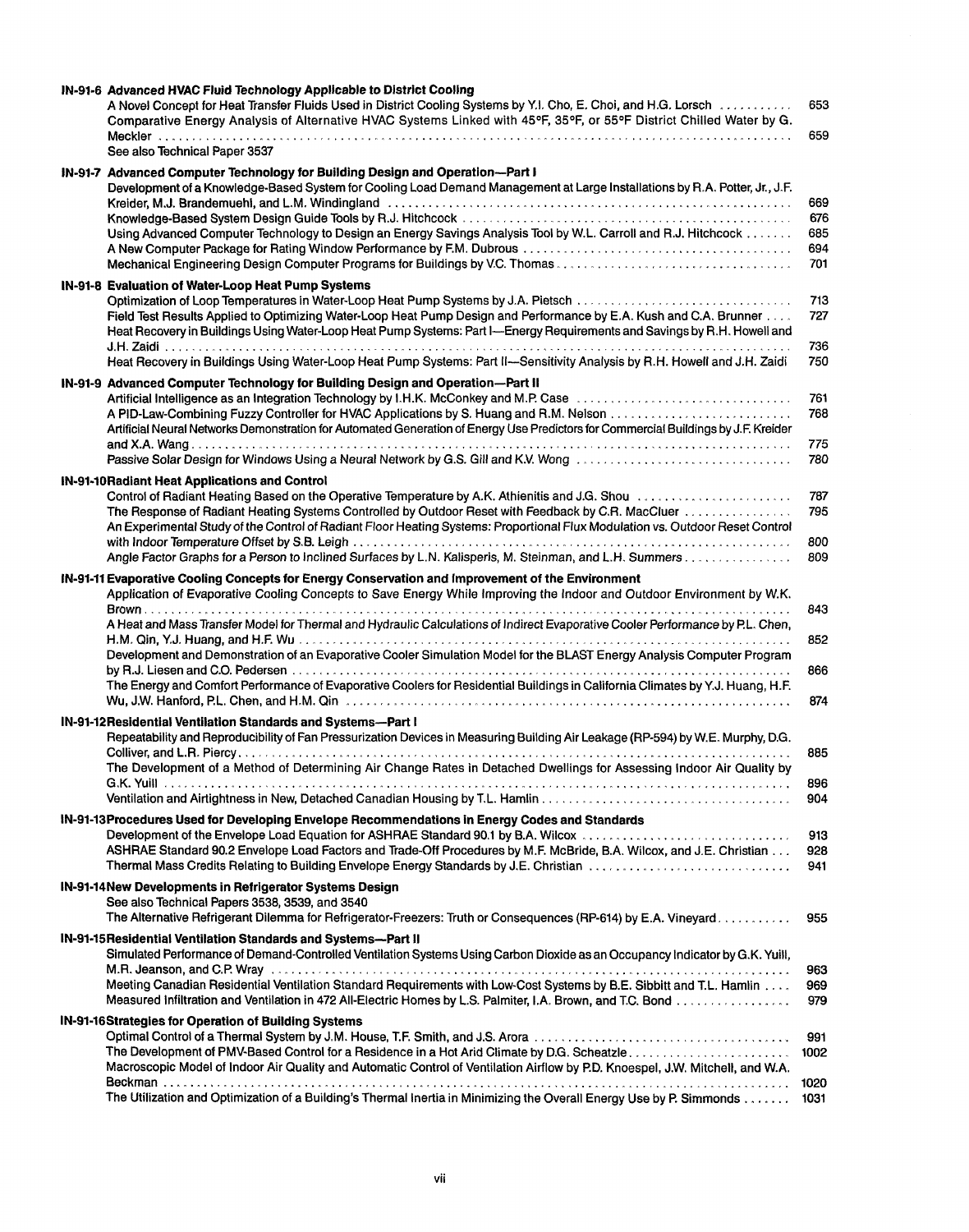**IN-91-6 Advanced HVAC Fluid Technology Applicable to District Cooling**

A Novel Concept for Heat Transfer Fluids Used in District Cooling Systems by Y.I. Cho, E. Choi, and H.G. Lorsch ........... 653
Comparative Energy Analysis of Alternative HVAC Systems Linked with 45°F, 35°F, or 55°F District Chilled Water by G. Meckler ........... 659
See also Technical Paper 3537

**IN-91-7 Advanced Computer Technology for Building Design and Operation—Part I**

Development of a Knowledge-Based System for Cooling Load Demand Management at Large Installations by R.A. Potter, Jr., J.F. Kreider, M.J. Brandemuehl, and L.M. Windingland ........... 669
Knowledge-Based System Design Guide Tools by R.J. Hitchcock ........... 676
Using Advanced Computer Technology to Design an Energy Savings Analysis Tool by W.L. Carroll and R.J. Hitchcock ........... 685
A New Computer Package for Rating Window Performance by F.M. Dubrous ........... 694
Mechanical Engineering Design Computer Programs for Buildings by V.C. Thomas ........... 701

**IN-91-8 Evaluation of Water-Loop Heat Pump Systems**

Optimization of Loop Temperatures in Water-Loop Heat Pump Systems by J.A. Pietsch ........... 713
Field Test Results Applied to Optimizing Water-Loop Heat Pump Design and Performance by E.A. Kush and C.A. Brunner ........... 727
Heat Recovery in Buildings Using Water-Loop Heat Pump Systems: Part I—Energy Requirements and Savings by R.H. Howell and J.H. Zaidi ........... 736
Heat Recovery in Buildings Using Water-Loop Heat Pump Systems: Part II—Sensitivity Analysis by R.H. Howell and J.H. Zaidi ........... 750

**IN-91-9 Advanced Computer Technology for Building Design and Operation—Part II**

Artificial Intelligence as an Integration Technology by I.H.K. McConkey and M.P. Case ........... 761
A PID-Law-Combining Fuzzy Controller for HVAC Applications by S. Huang and R.M. Nelson ........... 768
Artificial Neural Networks Demonstration for Automated Generation of Energy Use Predictors for Commercial Buildings by J.F. Kreider and X.A. Wang ........... 775
Passive Solar Design for Windows Using a Neural Network by G.S. Gill and K.V. Wong ........... 780

**IN-91-10 Radiant Heat Applications and Control**

Control of Radiant Heating Based on the Operative Temperature by A.K. Athienitis and J.G. Shou ........... 787
The Response of Radiant Heating Systems Controlled by Outdoor Reset with Feedback by C.R. MacCluer ........... 795
An Experimental Study of the Control of Radiant Floor Heating Systems: Proportional Flux Modulation vs. Outdoor Reset Control with Indoor Temperature Offset by S.B. Leigh ........... 800
Angle Factor Graphs for a Person to Inclined Surfaces by L.N. Kalisperis, M. Steinman, and L.H. Summers ........... 809

**IN-91-11 Evaporative Cooling Concepts for Energy Conservation and Improvement of the Environment**

Application of Evaporative Cooling Concepts to Save Energy While Improving the Indoor and Outdoor Environment by W.K. Brown ........... 843
A Heat and Mass Transfer Model for Thermal and Hydraulic Calculations of Indirect Evaporative Cooler Performance by P.L. Chen, H.M. Qin, Y.J. Huang, and H.F. Wu ........... 852
Development and Demonstration of an Evaporative Cooler Simulation Model for the BLAST Energy Analysis Computer Program by R.J. Liesen and C.O. Pedersen ........... 866
The Energy and Comfort Performance of Evaporative Coolers for Residential Buildings in California Climates by Y.J. Huang, H.F. Wu, J.W. Hanford, P.L. Chen, and H.M. Qin ........... 874

**IN-91-12 Residential Ventilation Standards and Systems—Part I**

Repeatability and Reproducibility of Fan Pressurization Devices in Measuring Building Air Leakage (RP-594) by W.E. Murphy, D.G. Colliver, and L.R. Piercy ........... 885
The Development of a Method of Determining Air Change Rates in Detached Dwellings for Assessing Indoor Air Quality by G.K. Yuill ........... 896
Ventilation and Airtightness in New, Detached Canadian Housing by T.L. Hamlin ........... 904

**IN-91-13 Procedures Used for Developing Envelope Recommendations in Energy Codes and Standards**

Development of the Envelope Load Equation for ASHRAE Standard 90.1 by B.A. Wilcox ........... 913
ASHRAE Standard 90.2 Envelope Load Factors and Trade-Off Procedures by M.F. McBride, B.A. Wilcox, and J.E. Christian ........... 928
Thermal Mass Credits Relating to Building Envelope Energy Standards by J.E. Christian ........... 941

**IN-91-14 New Developments in Refrigerator Systems Design**

See also Technical Papers 3538, 3539, and 3540
The Alternative Refrigerant Dilemma for Refrigerator-Freezers: Truth or Consequences (RP-614) by E.A. Vineyard ........... 955

**IN-91-15 Residential Ventilation Standards and Systems—Part II**

Simulated Performance of Demand-Controlled Ventilation Systems Using Carbon Dioxide as an Occupancy Indicator by G.K. Yuill, M.R. Jeanson, and C.P. Wray ........... 963
Meeting Canadian Residential Ventilation Standard Requirements with Low-Cost Systems by B.E. Sibbitt and T.L. Hamlin ........... 969
Measured Infiltration and Ventilation in 472 All-Electric Homes by L.S. Palmiter, I.A. Brown, and T.C. Bond ........... 979

**IN-91-16 Strategies for Operation of Building Systems**

Optimal Control of a Thermal System by J.M. House, T.F. Smith, and J.S. Arora ........... 991
The Development of PMV-Based Control for a Residence in a Hot Arid Climate by D.G. Scheatzle ........... 1002
Macroscopic Model of Indoor Air Quality and Automatic Control of Ventilation Airflow by P.D. Knoespel, J.W. Mitchell, and W.A. Beckman ........... 1020
The Utilization and Optimization of a Building's Thermal Inertia in Minimizing the Overall Energy Use by P. Simmonds ........... 1031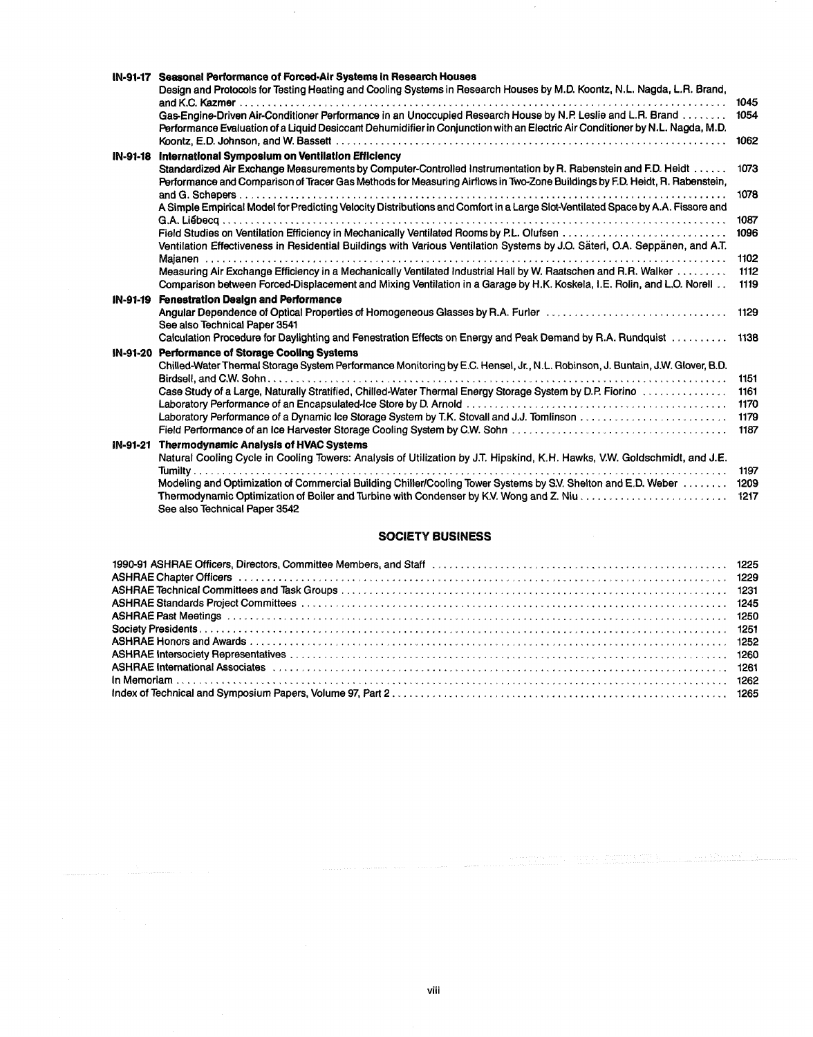**IN-91-17 Seasonal Performance of Forced-Air Systems in Research Houses**

Design and Protocols for Testing Heating and Cooling Systems in Research Houses by M.D. Koontz, N.L. Nagda, L.R. Brand, and K.C. Kazmer ........ 1045

Gas-Engine-Driven Air-Conditioner Performance in an Unoccupied Research House by N.P. Leslie and L.R. Brand ........ 1054

Performance Evaluation of a Liquid Desiccant Dehumidifier in Conjunction with an Electric Air Conditioner by N.L. Nagda, M.D. Koontz, E.D. Johnson, and W. Bassett ........ 1062

**IN-91-18 International Symposium on Ventilation Efficiency**

Standardized Air Exchange Measurements by Computer-Controlled Instrumentation by R. Rabenstein and F.D. Heidt ........ 1073

Performance and Comparison of Tracer Gas Methods for Measuring Airflows in Two-Zone Buildings by F.D. Heidt, R. Rabenstein, and G. Schepers ........ 1078

A Simple Empirical Model for Predicting Velocity Distributions and Comfort in a Large Slot-Ventilated Space by A.A. Fissore and G.A. Liébecq ........ 1087

Field Studies on Ventilation Efficiency in Mechanically Ventilated Rooms by P.L. Olufsen ........ 1096

Ventilation Effectiveness in Residential Buildings with Various Ventilation Systems by J.O. Säteri, O.A. Seppänen, and A.T. Majanen ........ 1102

Measuring Air Exchange Efficiency in a Mechanically Ventilated Industrial Hall by W. Raatschen and R.R. Walker ........ 1112

Comparison between Forced-Displacement and Mixing Ventilation in a Garage by H.K. Koskela, I.E. Rolin, and L.O. Norell ........ 1119

**IN-91-19 Fenestration Design and Performance**

Angular Dependence of Optical Properties of Homogeneous Glasses by R.A. Furler ........ 1129

See also Technical Paper 3541

Calculation Procedure for Daylighting and Fenestration Effects on Energy and Peak Demand by R.A. Rundquist ........ 1138

**IN-91-20 Performance of Storage Cooling Systems**

Chilled-Water Thermal Storage System Performance Monitoring by E.C. Hensel, Jr., N.L. Robinson, J. Buntain, J.W. Glover, B.D. Birdsell, and C.W. Sohn ........ 1151

Case Study of a Large, Naturally Stratified, Chilled-Water Thermal Energy Storage System by D.P. Fiorino ........ 1161

Laboratory Performance of an Encapsulated-Ice Store by D. Arnold ........ 1170

Laboratory Performance of a Dynamic Ice Storage System by T.K. Stovall and J.J. Tomlinson ........ 1179

Field Performance of an Ice Harvester Storage Cooling System by C.W. Sohn ........ 1187

**IN-91-21 Thermodynamic Analysis of HVAC Systems**

Natural Cooling Cycle in Cooling Towers: Analysis of Utilization by J.T. Hipskind, K.H. Hawks, V.W. Goldschmidt, and J.E. Tumilty ........ 1197

Modeling and Optimization of Commercial Building Chiller/Cooling Tower Systems by S.V. Shelton and E.D. Weber ........ 1209

Thermodynamic Optimization of Boiler and Turbine with Condenser by K.V. Wong and Z. Niu ........ 1217

See also Technical Paper 3542

## SOCIETY BUSINESS

1990-91 ASHRAE Officers, Directors, Committee Members, and Staff ........ 1225

ASHRAE Chapter Officers ........ 1229

ASHRAE Technical Committees and Task Groups ........ 1231

ASHRAE Standards Project Committees ........ 1245

ASHRAE Past Meetings ........ 1250

Society Presidents ........ 1251

ASHRAE Honors and Awards ........ 1252

ASHRAE Intersociety Representatives ........ 1260

ASHRAE International Associates ........ 1261

In Memoriam ........ 1262

Index of Technical and Symposium Papers, Volume 97, Part 2 ........ 1265